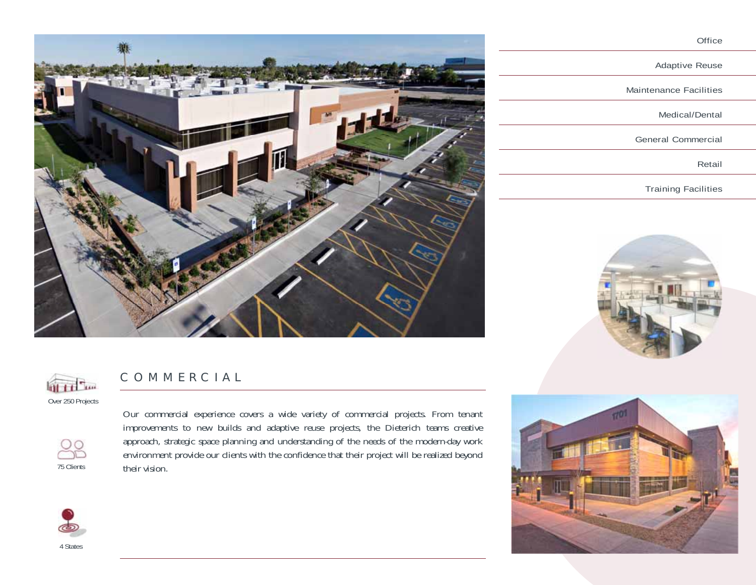Office

Adaptive Reuse

Maintenance Facilities

Medical/Dental

General Commercial

Retail

Training Facilities

# COMMERCIAL

Over 250 Projects

75 Clients

4 States

Our commercial experience covers a wide variety of commercial projects. From tenant improvements to new builds and adaptive reuse projects, the Dieterich teams creative approach, strategic space planning and understanding of the needs of the modern-day work environment provide our clients with the confidence that their project will be realized beyond their vision.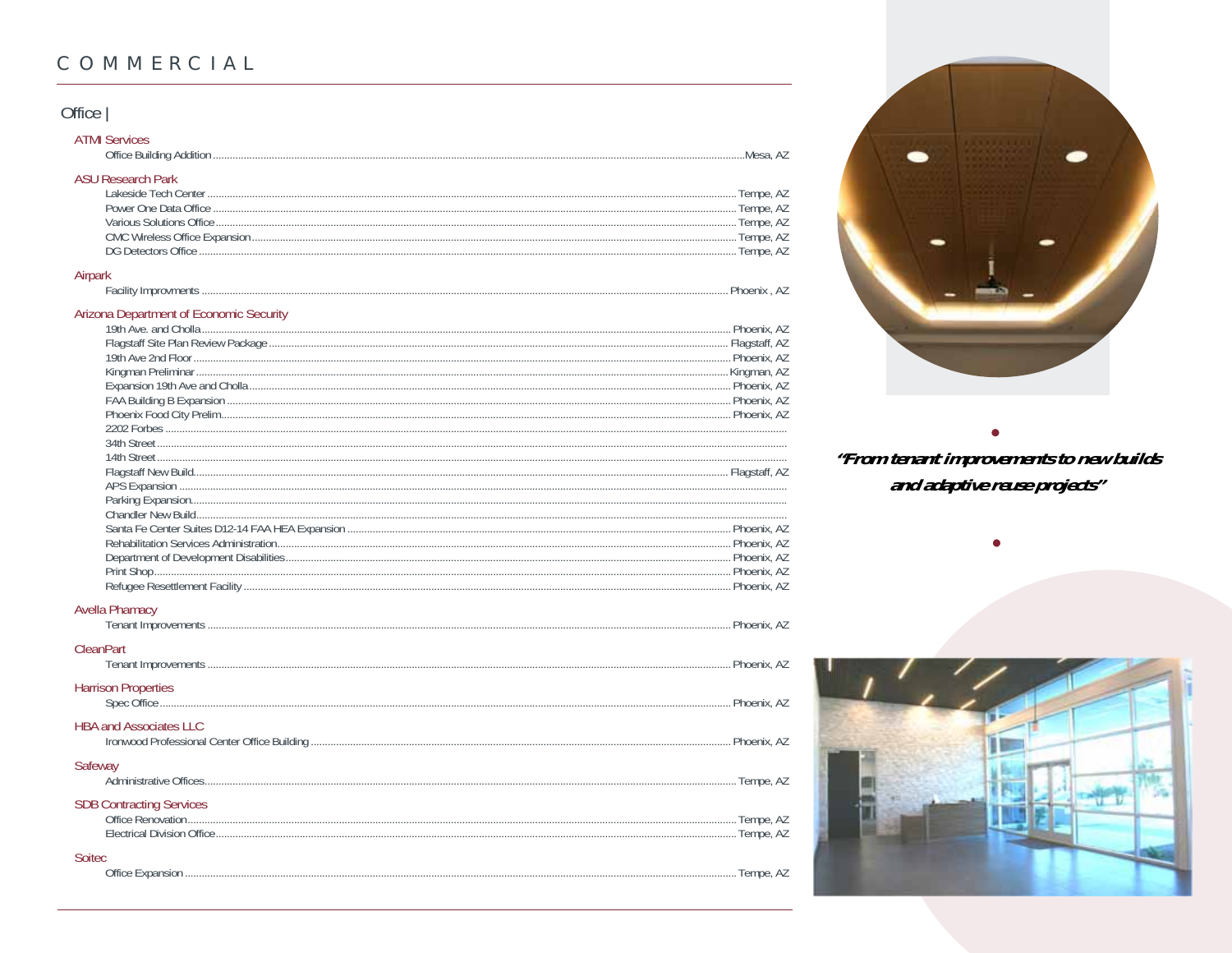# COMMERCIAL

## Office |

### ATMI Services

- Office Building Addition ........ Mesa, AZ

### ASU Research Park

- Lakeside Tech Center ........ Tempe, AZ
- Power One Data Office ........ Tempe, AZ
- Various Solutions Office ........ Tempe, AZ
- CMC Wireless Office Expansion ........ Tempe, AZ
- DG Detectors Office ........ Tempe, AZ

### Airpark

- Facility Improvments ........ Phoenix , AZ

### Arizona Department of Economic Security

- 19th Ave. and Cholla ........ Phoenix, AZ
- Flagstaff Site Plan Review Package ........ Flagstaff, AZ
- 19th Ave 2nd Floor ........ Phoenix, AZ
- Kingman Preliminar ........ Kingman, AZ
- Expansion 19th Ave and Cholla ........ Phoenix, AZ
- FAA Building B Expansion ........ Phoenix, AZ
- Phoenix Food City Prelim ........ Phoenix, AZ
- 2202 Forbes ........
- 34th Street ........
- 14th Street ........
- Flagstaff New Build ........ Flagstaff, AZ
- APS Expansion ........
- Parking Expansion ........
- Chandler New Build ........
- Santa Fe Center Suites D12-14 FAA HEA Expansion ........ Phoenix, AZ
- Rehabilitation Services Administration ........ Phoenix, AZ
- Department of Development Disabilities ........ Phoenix, AZ
- Print Shop ........ Phoenix, AZ
- Refugee Resettlement Facility ........ Phoenix, AZ

### Avella Phamacy

- Tenant Improvements ........ Phoenix, AZ

### CleanPart

- Tenant Improvements ........ Phoenix, AZ

### Harrison Properties

- Spec Office ........ Phoenix, AZ

### HBA and Associates LLC

- Ironwood Professional Center Office Building ........ Phoenix, AZ

### Safeway

- Administrative Offices ........ Tempe, AZ

### SDB Contracting Services

- Office Renovation ........ Tempe, AZ
- Electrical Division Office ........ Tempe, AZ

### Soitec

- Office Expansion ........ Tempe, AZ

***"From tenant improvements to new builds and adaptive reuse projects"***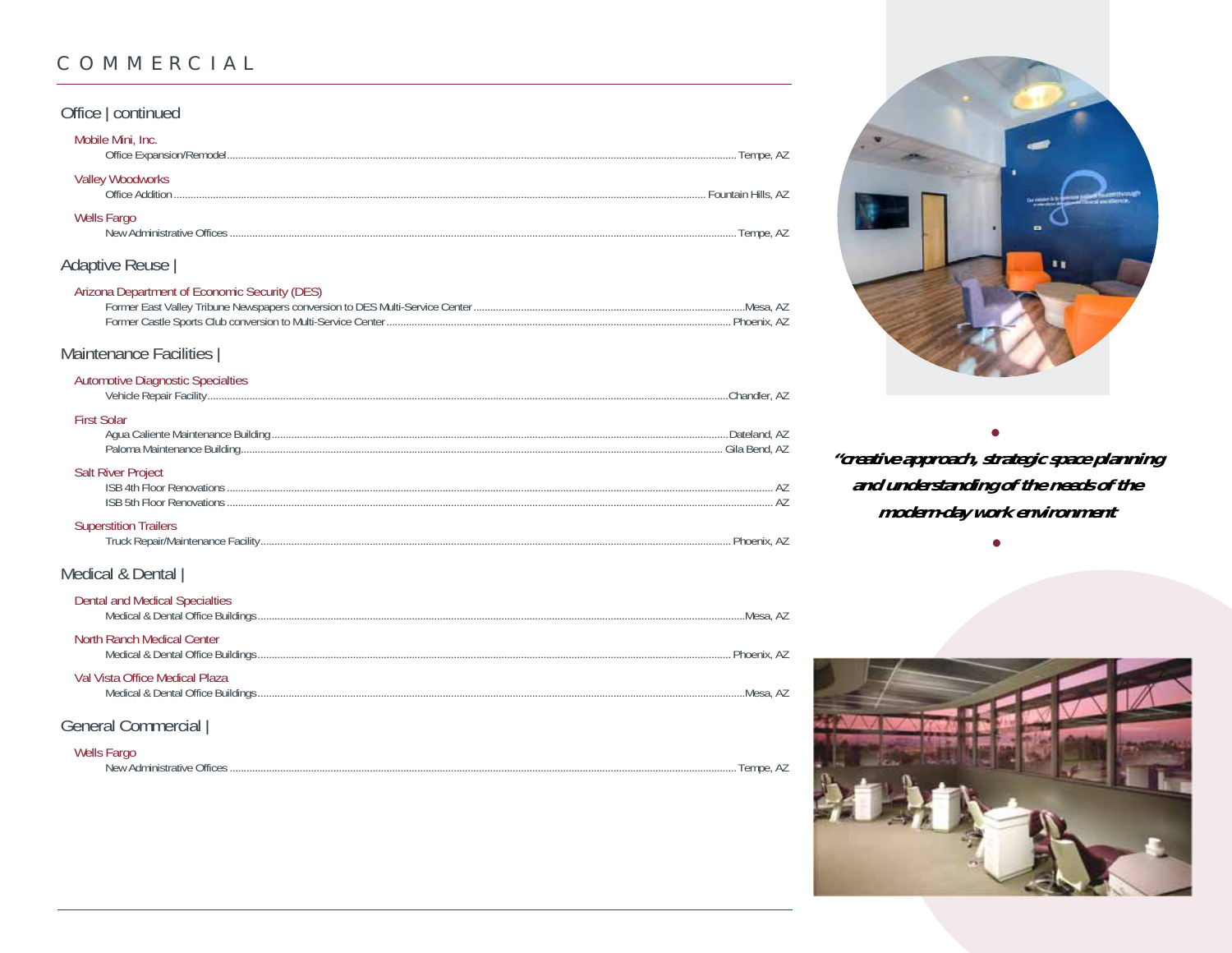# COMMERCIAL

## Office | continued

**Mobile Mini, Inc.**
- Office Expansion/Remodel ........ Tempe, AZ

**Valley Woodworks**
- Office Addition ........ Fountain Hills, AZ

**Wells Fargo**
- New Administrative Offices ........ Tempe, AZ

## Adaptive Reuse |

**Arizona Department of Economic Security (DES)**
- Former East Valley Tribune Newspapers conversion to DES Multi-Service Center ........ Mesa, AZ
- Former Castle Sports Club conversion to Multi-Service Center ........ Phoenix, AZ

## Maintenance Facilities |

**Automotive Diagnostic Specialties**
- Vehicle Repair Facility ........ Chandler, AZ

**First Solar**
- Agua Caliente Maintenance Building ........ Dateland, AZ
- Paloma Maintenance Building ........ Gila Bend, AZ

**Salt River Project**
- ISB 4th Floor Renovations ........ AZ
- ISB 5th Floor Renovations ........ AZ

**Superstition Trailers**
- Truck Repair/Maintenance Facility ........ Phoenix, AZ

## Medical & Dental |

**Dental and Medical Specialties**
- Medical & Dental Office Buildings ........ Mesa, AZ

**North Ranch Medical Center**
- Medical & Dental Office Buildings ........ Phoenix, AZ

**Val Vista Office Medical Plaza**
- Medical & Dental Office Buildings ........ Mesa, AZ

## General Commercial |

**Wells Fargo**
- New Administrative Offices ........ Tempe, AZ

*"creative approach, strategic space planning and understanding of the needs of the modern-day work environment"*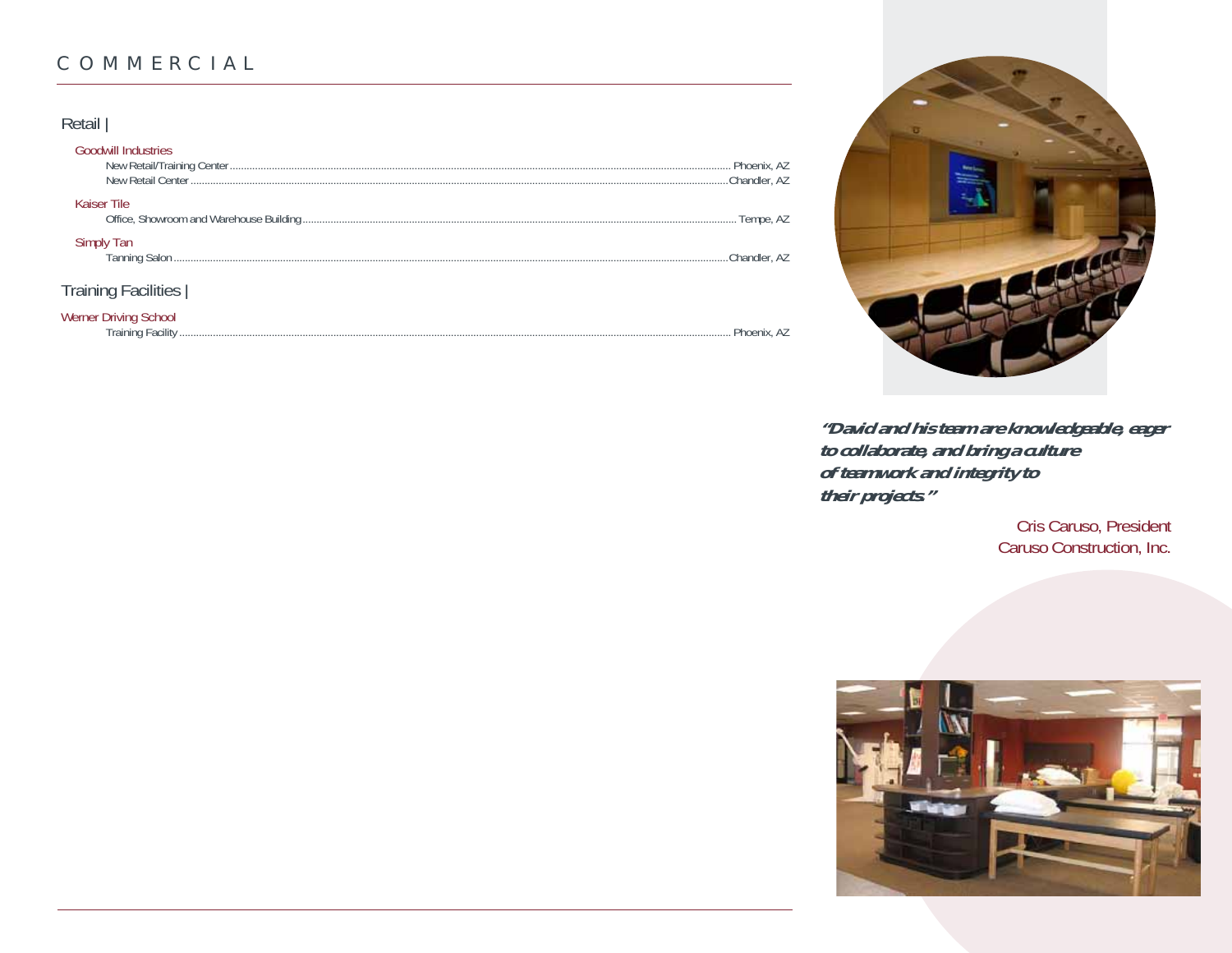# COMMERCIAL

## Retail |

### Goodwill Industries

New Retail/Training Center ........ Phoenix, AZ

New Retail Center ........ Chandler, AZ

### Kaiser Tile

Office, Showroom and Warehouse Building ........ Tempe, AZ

### Simply Tan

Tanning Salon ........ Chandler, AZ

## Training Facilities |

### Werner Driving School

Training Facility ........ Phoenix, AZ

***"David and his team are knowledgeable, eager to collaborate, and bring a culture of teamwork and integrity to their projects."***

Cris Caruso, President
Caruso Construction, Inc.